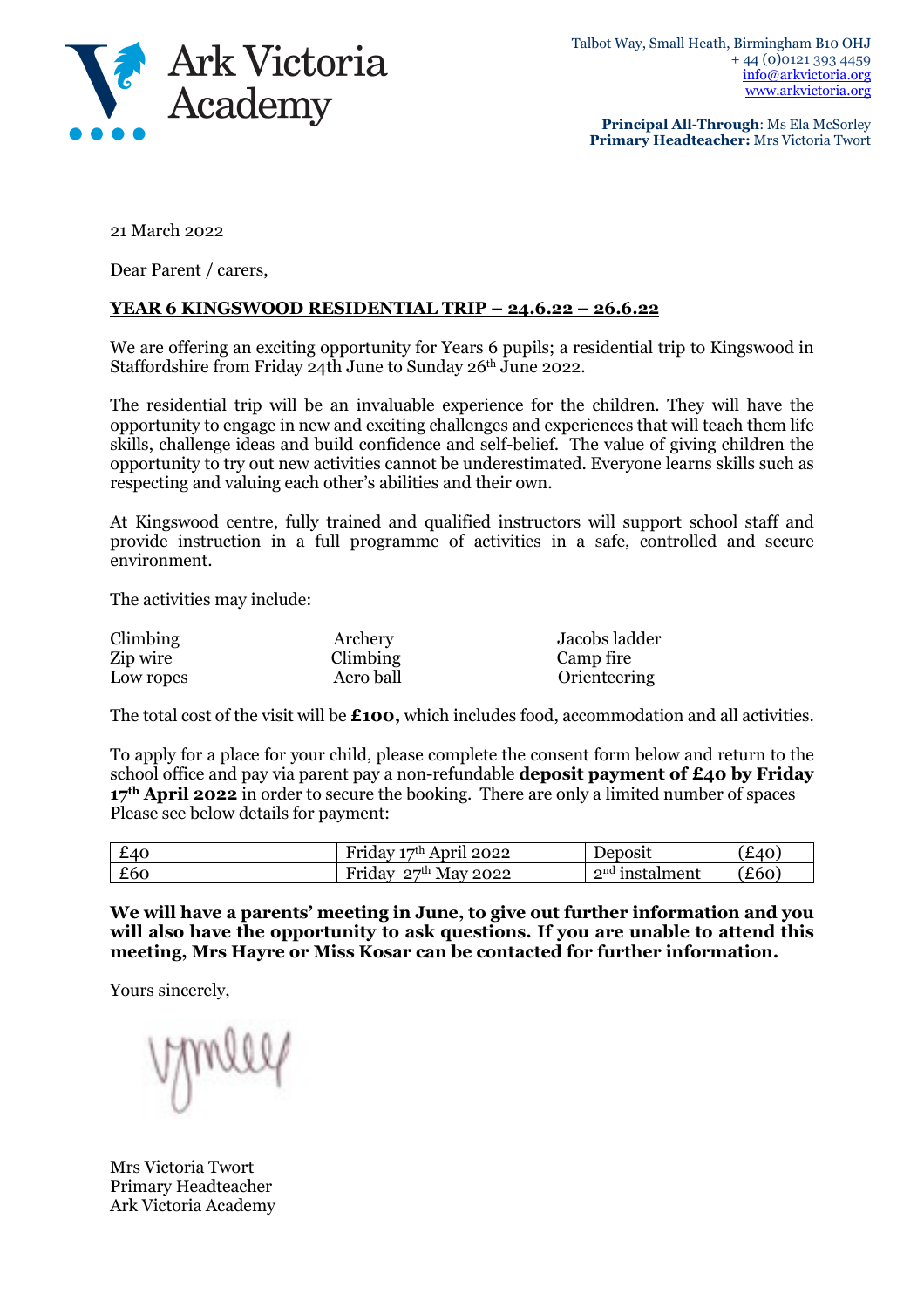Ark Victoria Academy

Talbot Way, Small Heath, Birmingham B10 OHJ
+ 44 (0)0121 393 4459
info@arkvictoria.org
www.arkvictoria.org

**Principal All-Through**: Ms Ela McSorley
**Primary Headteacher:** Mrs Victoria Twort

21 March 2022

Dear Parent / carers,

**YEAR 6 KINGSWOOD RESIDENTIAL TRIP – 24.6.22 – 26.6.22**

We are offering an exciting opportunity for Years 6 pupils; a residential trip to Kingswood in Staffordshire from Friday 24th June to Sunday 26th June 2022.

The residential trip will be an invaluable experience for the children. They will have the opportunity to engage in new and exciting challenges and experiences that will teach them life skills, challenge ideas and build confidence and self-belief. The value of giving children the opportunity to try out new activities cannot be underestimated. Everyone learns skills such as respecting and valuing each other's abilities and their own.

At Kingswood centre, fully trained and qualified instructors will support school staff and provide instruction in a full programme of activities in a safe, controlled and secure environment.

The activities may include:

| | | |
|---|---|---|
| Climbing | Archery | Jacobs ladder |
| Zip wire | Climbing | Camp fire |
| Low ropes | Aero ball | Orienteering |

The total cost of the visit will be **£100,** which includes food, accommodation and all activities.

To apply for a place for your child, please complete the consent form below and return to the school office and pay via parent pay a non-refundable **deposit payment of £40 by Friday 17th April 2022** in order to secure the booking. There are only a limited number of spaces Please see below details for payment:

| | | |
|---|---|---|
| £40 | Friday 17th April 2022 | Deposit (£40) |
| £60 | Friday 27th May 2022 | 2nd instalment (£60) |

**We will have a parents' meeting in June, to give out further information and you will also have the opportunity to ask questions. If you are unable to attend this meeting, Mrs Hayre or Miss Kosar can be contacted for further information.**

Yours sincerely,

Mrs Victoria Twort
Primary Headteacher
Ark Victoria Academy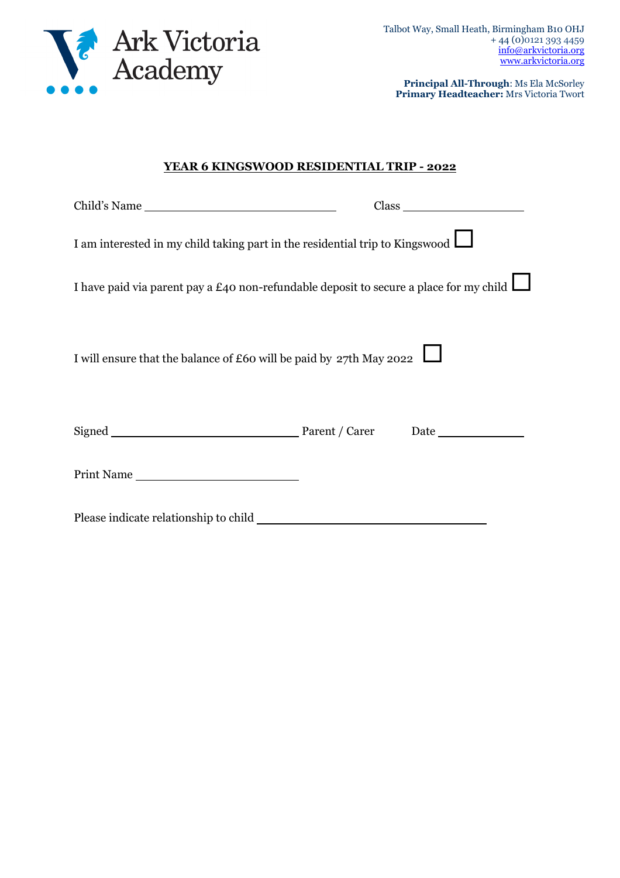Ark Victoria Academy

Talbot Way, Small Heath, Birmingham B10 OHJ
+ 44 (0)0121 393 4459
info@arkvictoria.org
www.arkvictoria.org

**Principal All-Through**: Ms Ela McSorley
**Primary Headteacher:** Mrs Victoria Twort

## YEAR 6 KINGSWOOD RESIDENTIAL TRIP - 2022

Child's Name ______________________________ Class ____________________

I am interested in my child taking part in the residential trip to Kingswood ☐

I have paid via parent pay a £40 non-refundable deposit to secure a place for my child ☐

I will ensure that the balance of £60 will be paid by 27th May 2022 ☐

Signed ______________________________ Parent / Carer Date ______________

Print Name __________________________

Please indicate relationship to child ____________________________________